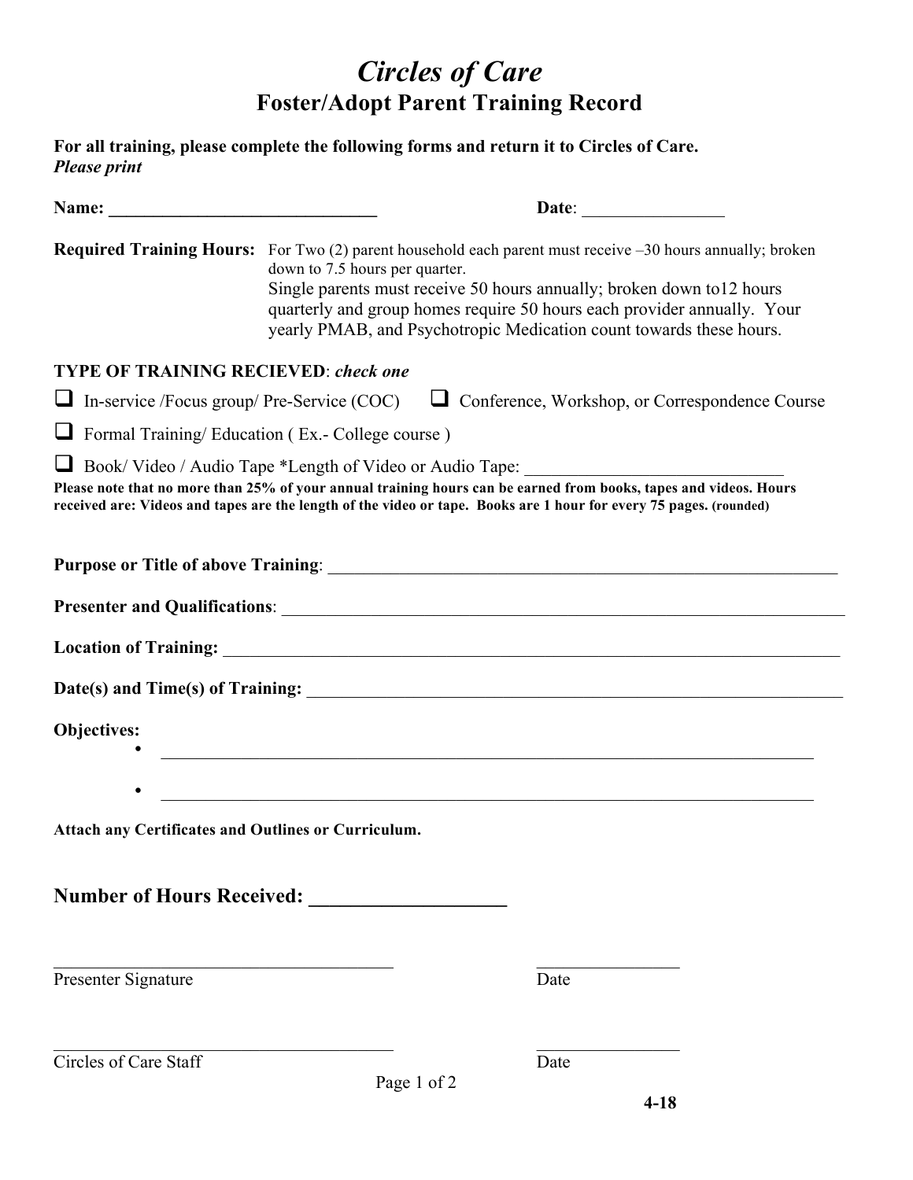# *Circles of Care*

## Foster/Adopt Parent Training Record

**For all training, please complete the following forms and return it to Circles of Care.**
***Please print***

**Name: ______________________________** **Date**: ________________

**Required Training Hours:** For Two (2) parent household each parent must receive –30 hours annually; broken down to 7.5 hours per quarter.
Single parents must receive 50 hours annually; broken down to12 hours quarterly and group homes require 50 hours each provider annually. Your yearly PMAB, and Psychotropic Medication count towards these hours.

**TYPE OF TRAINING RECIEVED**: ***check one***

- ❑ In-service /Focus group/ Pre-Service (COC)
- ❑ Conference, Workshop, or Correspondence Course
- ❑ Formal Training/ Education ( Ex.- College course )
- ❑ Book/ Video / Audio Tape *Length of Video or Audio Tape: ____________________________

**Please note that no more than 25% of your annual training hours can be earned from books, tapes and videos. Hours received are: Videos and tapes are the length of the video or tape. Books are 1 hour for every 75 pages. (rounded)**

**Purpose or Title of above Training**: ____________________________________________________________

**Presenter and Qualifications**: __________________________________________________________________

**Location of Training:** _______________________________________________________________________

**Date(s) and Time(s) of Training:** _______________________________________________________________

**Objectives:**

- ____________________________________________________________________________
- ____________________________________________________________________________

**Attach any Certificates and Outlines or Curriculum.**

## Number of Hours Received: ___________________

_______________________________________ ________________
Presenter Signature Date

_______________________________________ ________________
Circles of Care Staff Date

**4-18**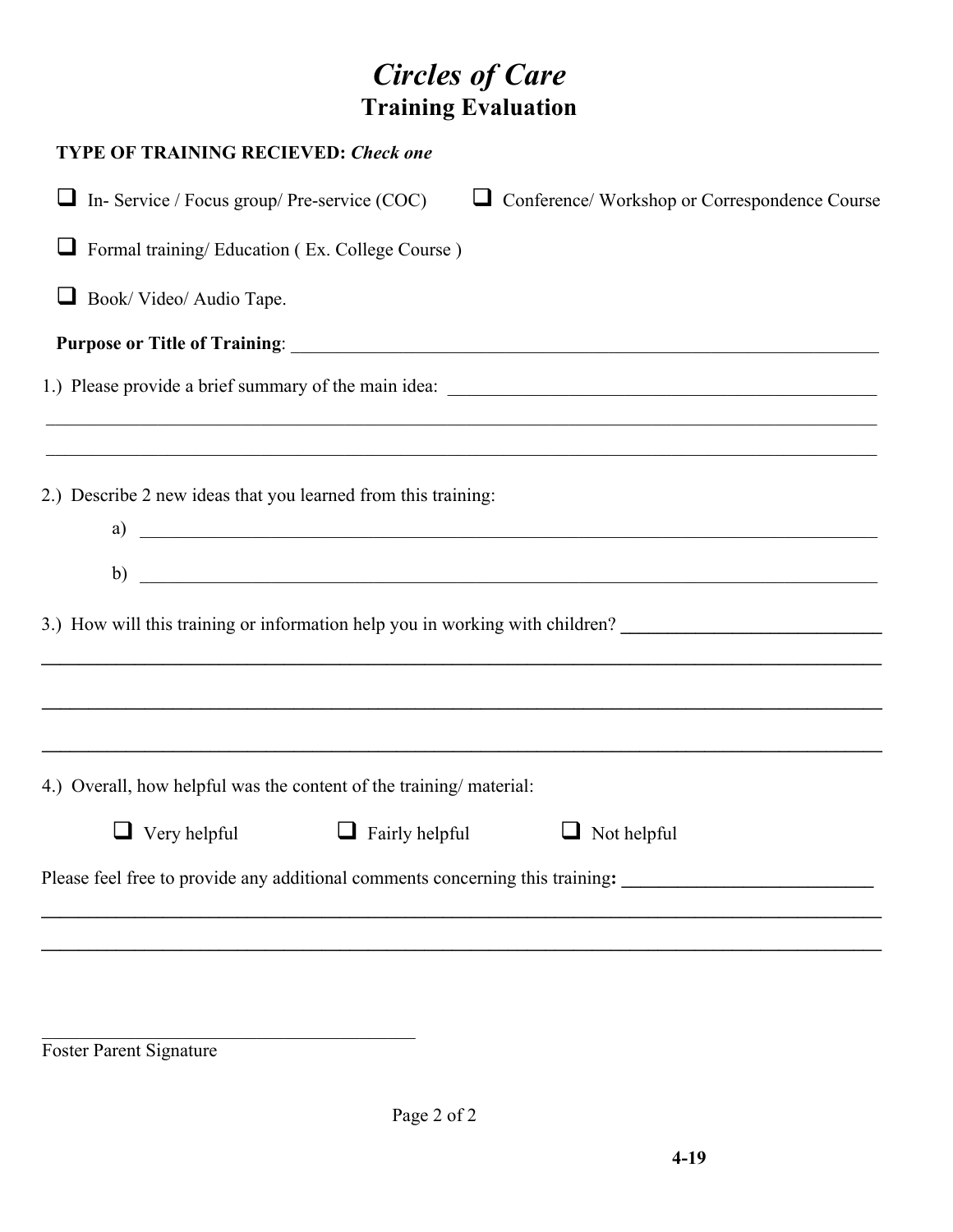# *Circles of Care*

## Training Evaluation

**TYPE OF TRAINING RECIEVED:** ***Check one***

- ☐ In- Service / Focus group/ Pre-service (COC)
- ☐ Conference/ Workshop or Correspondence Course
- ☐ Formal training/ Education ( Ex. College Course )
- ☐ Book/ Video/ Audio Tape.

**Purpose or Title of Training**: ________________________________________________________________

1.) Please provide a brief summary of the main idea: ______________________________________________

________________________________________________________________________________________

________________________________________________________________________________________

2.) Describe 2 new ideas that you learned from this training:

a) ________________________________________________________________________________

b) ________________________________________________________________________________

3.) How will this training or information help you in working with children? ___________________________

________________________________________________________________________________________

________________________________________________________________________________________

________________________________________________________________________________________

4.) Overall, how helpful was the content of the training/ material:

☐ Very helpful ☐ Fairly helpful ☐ Not helpful

Please feel free to provide any additional comments concerning this training**:** __________________________

________________________________________________________________________________________

________________________________________________________________________________________

________________________________________

Foster Parent Signature

**4-19**